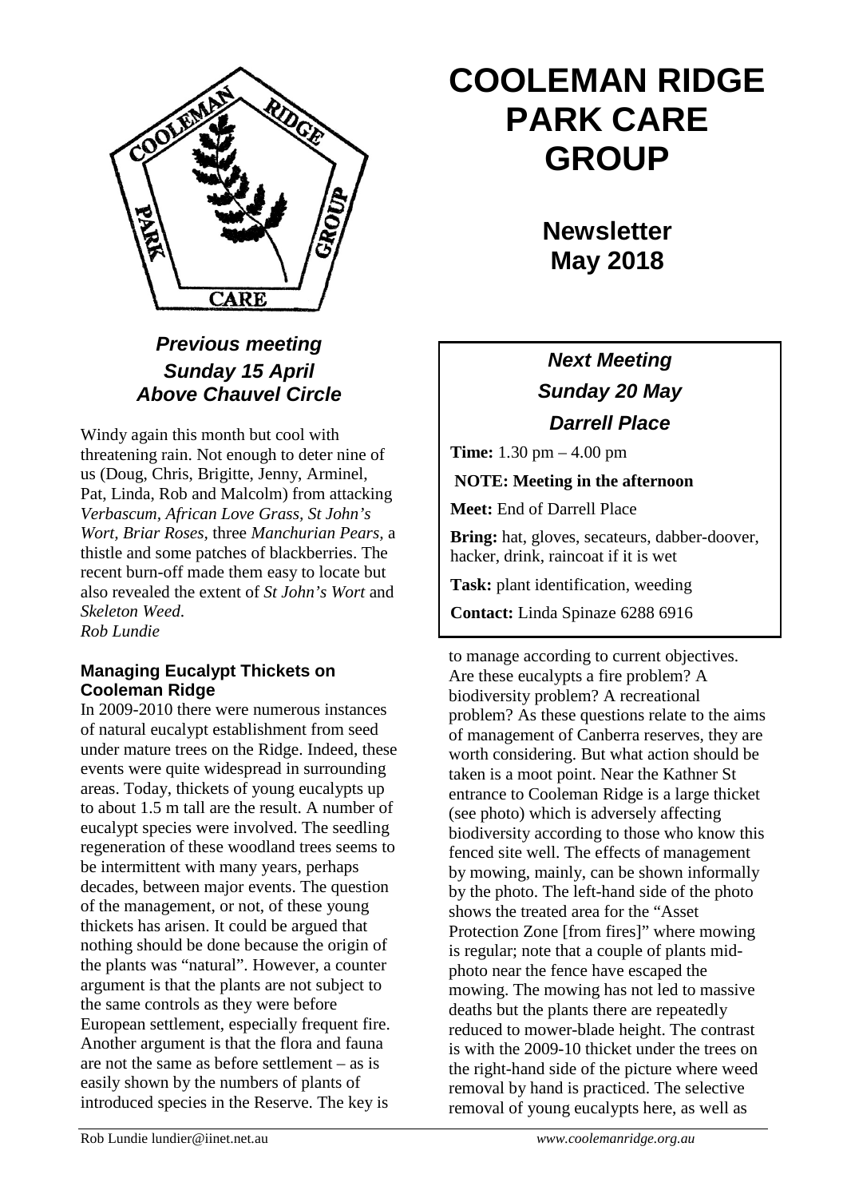# COOLEMAN RIDGE PARK CARE GROUP

## Newsletter May 2018

### *Previous meeting Sunday 15 April Above Chauvel Circle*

Windy again this month but cool with threatening rain. Not enough to deter nine of us (Doug, Chris, Brigitte, Jenny, Arminel, Pat, Linda, Rob and Malcolm) from attacking *Verbascum, African Love Grass, St John's Wort, Briar Roses*, three *Manchurian Pears*, a thistle and some patches of blackberries. The recent burn-off made them easy to locate but also revealed the extent of *St John's Wort* and *Skeleton Weed*.
*Rob Lundie*

### *Next Meeting*
### *Sunday 20 May*
### *Darrell Place*

**Time:** 1.30 pm – 4.00 pm

**NOTE: Meeting in the afternoon**

**Meet:** End of Darrell Place

**Bring:** hat, gloves, secateurs, dabber-doover, hacker, drink, raincoat if it is wet

**Task:** plant identification, weeding

**Contact:** Linda Spinaze 6288 6916

### Managing Eucalypt Thickets on Cooleman Ridge

In 2009-2010 there were numerous instances of natural eucalypt establishment from seed under mature trees on the Ridge. Indeed, these events were quite widespread in surrounding areas. Today, thickets of young eucalypts up to about 1.5 m tall are the result. A number of eucalypt species were involved. The seedling regeneration of these woodland trees seems to be intermittent with many years, perhaps decades, between major events. The question of the management, or not, of these young thickets has arisen. It could be argued that nothing should be done because the origin of the plants was "natural". However, a counter argument is that the plants are not subject to the same controls as they were before European settlement, especially frequent fire. Another argument is that the flora and fauna are not the same as before settlement – as is easily shown by the numbers of plants of introduced species in the Reserve. The key is to manage according to current objectives. Are these eucalypts a fire problem? A biodiversity problem? A recreational problem? As these questions relate to the aims of management of Canberra reserves, they are worth considering. But what action should be taken is a moot point. Near the Kathner St entrance to Cooleman Ridge is a large thicket (see photo) which is adversely affecting biodiversity according to those who know this fenced site well. The effects of management by mowing, mainly, can be shown informally by the photo. The left-hand side of the photo shows the treated area for the "Asset Protection Zone [from fires]" where mowing is regular; note that a couple of plants mid-photo near the fence have escaped the mowing. The mowing has not led to massive deaths but the plants there are repeatedly reduced to mower-blade height. The contrast is with the 2009-10 thicket under the trees on the right-hand side of the picture where weed removal by hand is practiced. The selective removal of young eucalypts here, as well as

Rob Lundie lundier@iinet.net.au — *www.coolemanridge.org.au*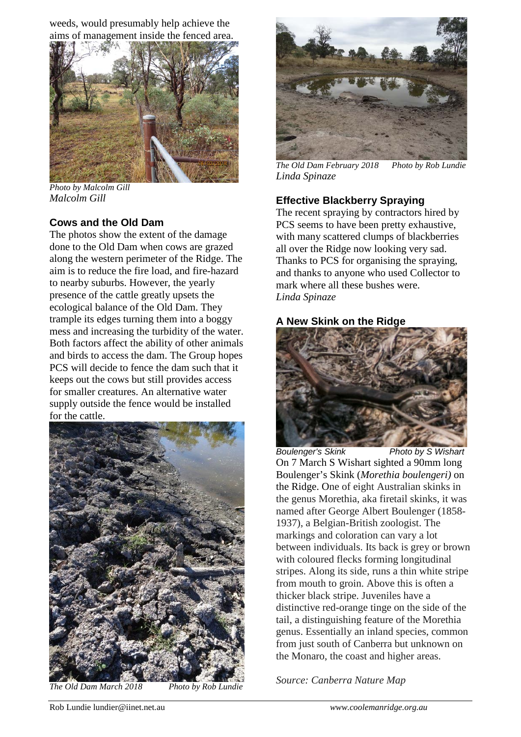weeds, would presumably help achieve the aims of management inside the fenced area.

*Photo by Malcolm Gill*
*Malcolm Gill*

### Cows and the Old Dam

The photos show the extent of the damage done to the Old Dam when cows are grazed along the western perimeter of the Ridge. The aim is to reduce the fire load, and fire-hazard to nearby suburbs. However, the yearly presence of the cattle greatly upsets the ecological balance of the Old Dam. They trample its edges turning them into a boggy mess and increasing the turbidity of the water. Both factors affect the ability of other animals and birds to access the dam. The Group hopes PCS will decide to fence the dam such that it keeps out the cows but still provides access for smaller creatures. An alternative water supply outside the fence would be installed for the cattle.

*The Old Dam March 2018 Photo by Rob Lundie*

*The Old Dam February 2018 Photo by Rob Lundie*
*Linda Spinaze*

### Effective Blackberry Spraying

The recent spraying by contractors hired by PCS seems to have been pretty exhaustive, with many scattered clumps of blackberries all over the Ridge now looking very sad. Thanks to PCS for organising the spraying, and thanks to anyone who used Collector to mark where all these bushes were.
*Linda Spinaze*

### A New Skink on the Ridge

*Boulenger's Skink Photo by S Wishart*

On 7 March S Wishart sighted a 90mm long Boulenger's Skink (*Morethia boulengeri)* on the Ridge. One of eight Australian skinks in the genus Morethia, aka firetail skinks, it was named after George Albert Boulenger (1858-1937), a Belgian-British zoologist. The markings and coloration can vary a lot between individuals. Its back is grey or brown with coloured flecks forming longitudinal stripes. Along its side, runs a thin white stripe from mouth to groin. Above this is often a thicker black stripe. Juveniles have a distinctive red-orange tinge on the side of the tail, a distinguishing feature of the Morethia genus. Essentially an inland species, common from just south of Canberra but unknown on the Monaro, the coast and higher areas.

*Source: Canberra Nature Map*

Rob Lundie lundier@iinet.net.au *www.coolemanridge.org.au*